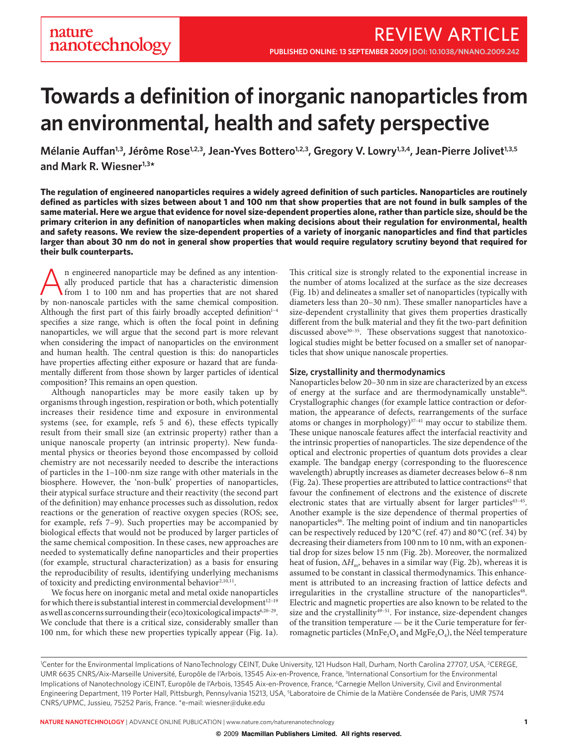# Towards a definition of inorganic nanoparticles from an environmental, health and safety perspective

Mélanie Auffan[1,3], Jérôme Rose[1,2,3], Jean-Yves Bottero[1,2,3], Gregory V. Lowry[1,3,4], Jean-Pierre Jolivet[1,3,5] and Mark R. Wiesner[1,3]*

**The regulation of engineered nanoparticles requires a widely agreed definition of such particles. Nanoparticles are routinely defined as particles with sizes between about 1 and 100 nm that show properties that are not found in bulk samples of the same material. Here we argue that evidence for novel size-dependent properties alone, rather than particle size, should be the primary criterion in any definition of nanoparticles when making decisions about their regulation for environmental, health and safety reasons. We review the size-dependent properties of a variety of inorganic nanoparticles and find that particles larger than about 30 nm do not in general show properties that would require regulatory scrutiny beyond that required for their bulk counterparts.**

An engineered nanoparticle may be defined as any intentionally produced particle that has a characteristic dimension from 1 to 100 nm and has properties that are not shared by non-nanoscale particles with the same chemical composition. Although the first part of this fairly broadly accepted definition[1–4] specifies a size range, which is often the focal point in defining nanoparticles, we will argue that the second part is more relevant when considering the impact of nanoparticles on the environment and human health. The central question is this: do nanoparticles have properties affecting either exposure or hazard that are fundamentally different from those shown by larger particles of identical composition? This remains an open question.

Although nanoparticles may be more easily taken up by organisms through ingestion, respiration or both, which potentially increases their residence time and exposure in environmental systems (see, for example, refs 5 and 6), these effects typically result from their small size (an extrinsic property) rather than a unique nanoscale property (an intrinsic property). New fundamental physics or theories beyond those encompassed by colloid chemistry are not necessarily needed to describe the interactions of particles in the 1–100-nm size range with other materials in the biosphere. However, the 'non-bulk' properties of nanoparticles, their atypical surface structure and their reactivity (the second part of the definition) may enhance processes such as dissolution, redox reactions or the generation of reactive oxygen species (ROS; see, for example, refs 7–9). Such properties may be accompanied by biological effects that would not be produced by larger particles of the same chemical composition. In these cases, new approaches are needed to systematically define nanoparticles and their properties (for example, structural characterization) as a basis for ensuring the reproducibility of results, identifying underlying mechanisms of toxicity and predicting environmental behavior[2,10,11].

We focus here on inorganic metal and metal oxide nanoparticles for which there is substantial interest in commercial development[12–19] as well as concerns surrounding their (eco)toxicological impacts[6,20–29]. We conclude that there is a critical size, considerably smaller than 100 nm, for which these new properties typically appear (Fig. 1a). This critical size is strongly related to the exponential increase in the number of atoms localized at the surface as the size decreases (Fig. 1b) and delineates a smaller set of nanoparticles (typically with diameters less than 20–30 nm). These smaller nanoparticles have a size-dependent crystallinity that gives them properties drastically different from the bulk material and they fit the two-part definition discussed above[30–35]. These observations suggest that nanotoxicological studies might be better focused on a smaller set of nanoparticles that show unique nanoscale properties.

## Size, crystallinity and thermodynamics

Nanoparticles below 20–30 nm in size are characterized by an excess of energy at the surface and are thermodynamically unstable[36]. Crystallographic changes (for example lattice contraction or deformation, the appearance of defects, rearrangements of the surface atoms or changes in morphology)[37–41] may occur to stabilize them. These unique nanoscale features affect the interfacial reactivity and the intrinsic properties of nanoparticles. The size dependence of the optical and electronic properties of quantum dots provides a clear example. The bandgap energy (corresponding to the fluorescence wavelength) abruptly increases as diameter decreases below 6–8 nm (Fig. 2a). These properties are attributed to lattice contractions[42] that favour the confinement of electrons and the existence of discrete electronic states that are virtually absent for larger particles[43–45]. Another example is the size dependence of thermal properties of nanoparticles[46]. The melting point of indium and tin nanoparticles can be respectively reduced by 120 °C (ref. 47) and 80 °C (ref. 34) by decreasing their diameters from 100 nm to 10 nm, with an exponential drop for sizes below 15 nm (Fig. 2b). Moreover, the normalized heat of fusion, $\Delta H_m$, behaves in a similar way (Fig. 2b), whereas it is assumed to be constant in classical thermodynamics. This enhancement is attributed to an increasing fraction of lattice defects and irregularities in the crystalline structure of the nanoparticles[48]. Electric and magnetic properties are also known to be related to the size and the crystallinity[49–51]. For instance, size-dependent changes of the transition temperature — be it the Curie temperature for ferromagnetic particles ($MnFe_2O_4$ and $MgFe_2O_4$), the Néel temperature

---

[1]Center for the Environmental Implications of NanoTechnology CEINT, Duke University, 121 Hudson Hall, Durham, North Carolina 27707, USA, [2]CEREGE, UMR 6635 CNRS/Aix-Marseille Université, Europôle de l'Arbois, 13545 Aix-en-Provence, France, [3]International Consortium for the Environmental Implications of Nanotechnology iCEINT, Europôle de l'Arbois, 13545 Aix-en-Provence, France, [4]Carnegie Mellon University, Civil and Environmental Engineering Department, 119 Porter Hall, Pittsburgh, Pennsylvania 15213, USA, [5]Laboratoire de Chimie de la Matière Condensée de Paris, UMR 7574 CNRS/UPMC, Jussieu, 75252 Paris, France. *e-mail: wiesner@duke.edu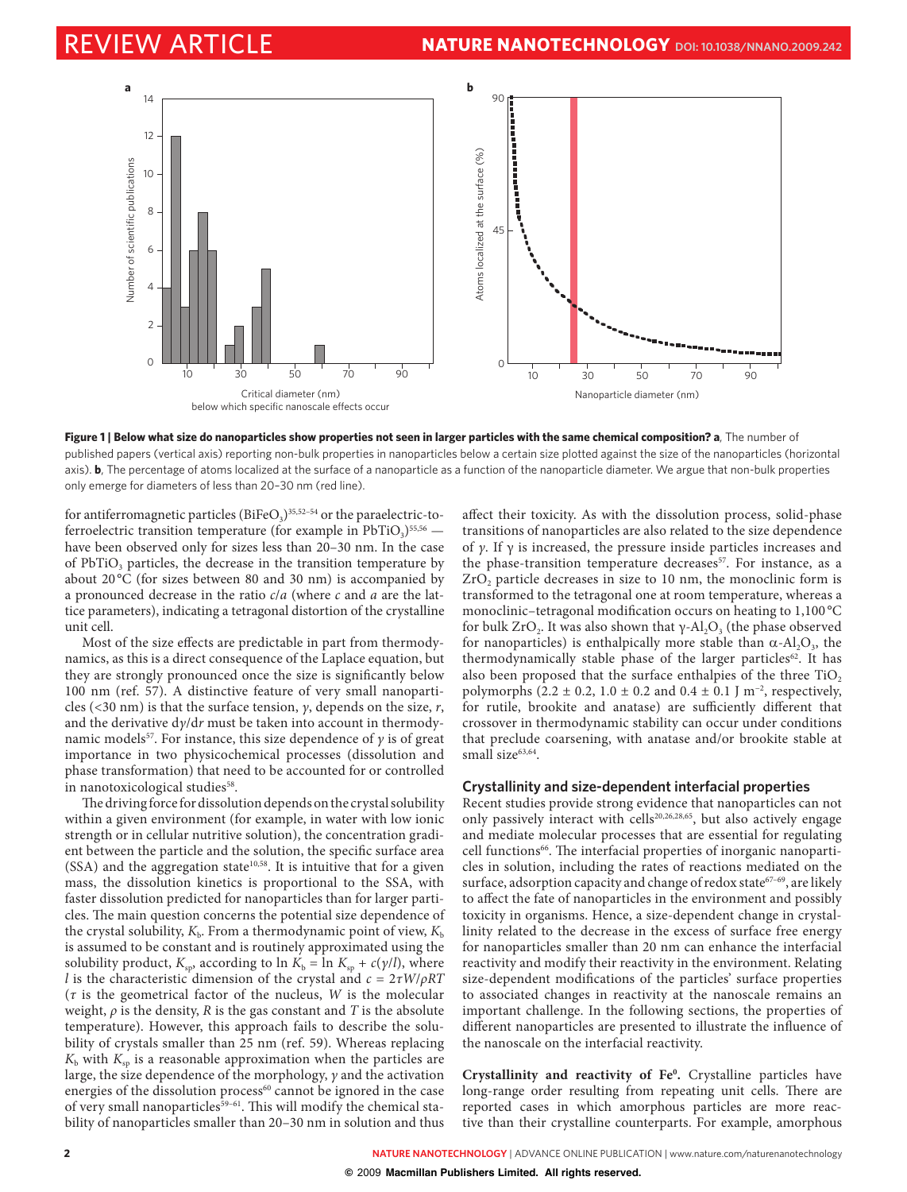**Figure 1 | Below what size do nanoparticles show properties not seen in larger particles with the same chemical composition? a**, The number of published papers (vertical axis) reporting non-bulk properties in nanoparticles below a certain size plotted against the size of the nanoparticles (horizontal axis). **b**, The percentage of atoms localized at the surface of a nanoparticle as a function of the nanoparticle diameter. We argue that non-bulk properties only emerge for diameters of less than 20–30 nm (red line).

for antiferromagnetic particles ($BiFeO_3$)[35,52–54] or the paraelectric-to-ferroelectric transition temperature (for example in $PbTiO_3$)[55,56] — have been observed only for sizes less than 20–30 nm. In the case of $PbTiO_3$ particles, the decrease in the transition temperature by about 20 °C (for sizes between 80 and 30 nm) is accompanied by a pronounced decrease in the ratio $c/a$ (where $c$ and $a$ are the lattice parameters), indicating a tetragonal distortion of the crystalline unit cell.

Most of the size effects are predictable in part from thermodynamics, as this is a direct consequence of the Laplace equation, but they are strongly pronounced once the size is significantly below 100 nm (ref. 57). A distinctive feature of very small nanoparticles (<30 nm) is that the surface tension, $\gamma$, depends on the size, $r$, and the derivative $d\gamma/dr$ must be taken into account in thermodynamic models[57]. For instance, this size dependence of $\gamma$ is of great importance in two physicochemical processes (dissolution and phase transformation) that need to be accounted for or controlled in nanotoxicological studies[58].

The driving force for dissolution depends on the crystal solubility within a given environment (for example, in water with low ionic strength or in cellular nutritive solution), the concentration gradient between the particle and the solution, the specific surface area (SSA) and the aggregation state[10,58]. It is intuitive that for a given mass, the dissolution kinetics is proportional to the SSA, with faster dissolution predicted for nanoparticles than for larger particles. The main question concerns the potential size dependence of the crystal solubility, $K_b$. From a thermodynamic point of view, $K_b$ is assumed to be constant and is routinely approximated using the solubility product, $K_{sp}$, according to $\ln K_b = \ln K_{sp} + c(\gamma/l)$, where $l$ is the characteristic dimension of the crystal and $c = 2\tau W/\rho RT$ ($\tau$ is the geometrical factor of the nucleus, $W$ is the molecular weight, $\rho$ is the density, $R$ is the gas constant and $T$ is the absolute temperature). However, this approach fails to describe the solubility of crystals smaller than 25 nm (ref. 59). Whereas replacing $K_b$ with $K_{sp}$ is a reasonable approximation when the particles are large, the size dependence of the morphology, $\gamma$ and the activation energies of the dissolution process[60] cannot be ignored in the case of very small nanoparticles[59–61]. This will modify the chemical stability of nanoparticles smaller than 20–30 nm in solution and thus affect their toxicity. As with the dissolution process, solid-phase transitions of nanoparticles are also related to the size dependence of $\gamma$. If $\gamma$ is increased, the pressure inside particles increases and the phase-transition temperature decreases[57]. For instance, as a $ZrO_2$ particle decreases in size to 10 nm, the monoclinic form is transformed to the tetragonal one at room temperature, whereas a monoclinic–tetragonal modification occurs on heating to 1,100 °C for bulk $ZrO_2$. It was also shown that $\gamma$-$Al_2O_3$ (the phase observed for nanoparticles) is enthalpically more stable than $\alpha$-$Al_2O_3$, the thermodynamically stable phase of the larger particles[62]. It has also been proposed that the surface enthalpies of the three $TiO_2$ polymorphs ($2.2 \pm 0.2$, $1.0 \pm 0.2$ and $0.4 \pm 0.1$ J m$^{-2}$, respectively, for rutile, brookite and anatase) are sufficiently different that crossover in thermodynamic stability can occur under conditions that preclude coarsening, with anatase and/or brookite stable at small size[63,64].

## Crystallinity and size-dependent interfacial properties

Recent studies provide strong evidence that nanoparticles can not only passively interact with cells[20,26,28,65], but also actively engage and mediate molecular processes that are essential for regulating cell functions[66]. The interfacial properties of inorganic nanoparticles in solution, including the rates of reactions mediated on the surface, adsorption capacity and change of redox state[67–69], are likely to affect the fate of nanoparticles in the environment and possibly toxicity in organisms. Hence, a size-dependent change in crystallinity related to the decrease in the excess of surface free energy for nanoparticles smaller than 20 nm can enhance the interfacial reactivity and modify their reactivity in the environment. Relating size-dependent modifications of the particles' surface properties to associated changes in reactivity at the nanoscale remains an important challenge. In the following sections, the properties of different nanoparticles are presented to illustrate the influence of the nanoscale on the interfacial reactivity.

**Crystallinity and reactivity of $Fe^0$.** Crystalline particles have long-range order resulting from repeating unit cells. There are reported cases in which amorphous particles are more reactive than their crystalline counterparts. For example, amorphous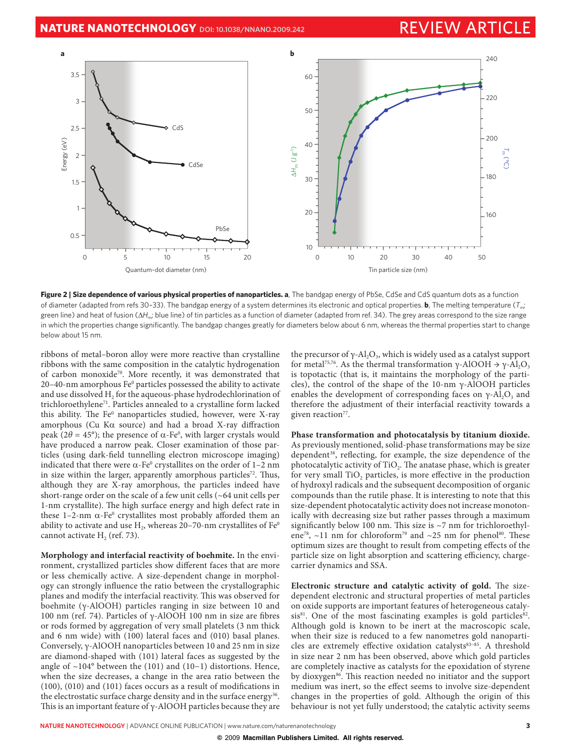**Figure 2 | Size dependence of various physical properties of nanoparticles. a**, The bandgap energy of PbSe, CdSe and CdS quantum dots as a function of diameter (adapted from refs 30–33). The bandgap energy of a system determines its electronic and optical properties. **b**, The melting temperature ($T_m$; green line) and heat of fusion ($\Delta H_m$; blue line) of tin particles as a function of diameter (adapted from ref. 34). The grey areas correspond to the size range in which the properties change significantly. The bandgap changes greatly for diameters below about 6 nm, whereas the thermal properties start to change below about 15 nm.

ribbons of metal–boron alloy were more reactive than crystalline ribbons with the same composition in the catalytic hydrogenation of carbon monoxide[70]. More recently, it was demonstrated that 20–40-nm amorphous $Fe^0$ particles possessed the ability to activate and use dissolved $H_2$ for the aqueous-phase hydrodechlorination of trichloroethylene[71]. Particles annealed to a crystalline form lacked this ability. The $Fe^0$ nanoparticles studied, however, were X-ray amorphous (Cu Kα source) and had a broad X-ray diffraction peak ($2\theta = 45°$); the presence of $\alpha$-$Fe^0$, with larger crystals would have produced a narrow peak. Closer examination of those particles (using dark-field tunnelling electron microscope imaging) indicated that there were $\alpha$-$Fe^0$ crystallites on the order of 1–2 nm in size within the larger, apparently amorphous particles[72]. Thus, although they are X-ray amorphous, the particles indeed have short-range order on the scale of a few unit cells (~64 unit cells per 1-nm crystallite). The high surface energy and high defect rate in these 1–2-nm $\alpha$-$Fe^0$ crystallites most probably afforded them an ability to activate and use $H_2$, whereas 20–70-nm crystallites of $Fe^0$ cannot activate $H_2$ (ref. 73).

**Morphology and interfacial reactivity of boehmite.** In the environment, crystallized particles show different faces that are more or less chemically active. A size-dependent change in morphology can strongly influence the ratio between the crystallographic planes and modify the interfacial reactivity. This was observed for boehmite (γ-AlOOH) particles ranging in size between 10 and 100 nm (ref. 74). Particles of γ-AlOOH 100 nm in size are fibres or rods formed by aggregation of very small platelets (3 nm thick and 6 nm wide) with (100) lateral faces and (010) basal planes. Conversely, γ-AlOOH nanoparticles between 10 and 25 nm in size are diamond-shaped with (101) lateral faces as suggested by the angle of ~104° between the (101) and (10−1) distortions. Hence, when the size decreases, a change in the area ratio between the (100), (010) and (101) faces occurs as a result of modifications in the electrostatic surface charge density and in the surface energy[36]. This is an important feature of γ-AlOOH particles because they are the precursor of γ-$Al_2O_3$, which is widely used as a catalyst support for metal[75,76]. As the thermal transformation γ-AlOOH → γ-$Al_2O_3$ is topotactic (that is, it maintains the morphology of the particles), the control of the shape of the 10-nm γ-AlOOH particles enables the development of corresponding faces on γ-$Al_2O_3$ and therefore the adjustment of their interfacial reactivity towards a given reaction[77].

**Phase transformation and photocatalysis by titanium dioxide.** As previously mentioned, solid-phase transformations may be size dependent[38], reflecting, for example, the size dependence of the photocatalytic activity of $TiO_2$. The anatase phase, which is greater for very small $TiO_2$ particles, is more effective in the production of hydroxyl radicals and the subsequent decomposition of organic compounds than the rutile phase. It is interesting to note that this size-dependent photocatalytic activity does not increase monotonically with decreasing size but rather passes through a maximum significantly below 100 nm. This size is ~7 nm for trichloroethylene[78], ~11 nm for chloroform[79] and ~25 nm for phenol[80]. These optimum sizes are thought to result from competing effects of the particle size on light absorption and scattering efficiency, charge-carrier dynamics and SSA.

**Electronic structure and catalytic activity of gold.** The size-dependent electronic and structural properties of metal particles on oxide supports are important features of heterogeneous catalysis[81]. One of the most fascinating examples is gold particles[82]. Although gold is known to be inert at the macroscopic scale, when their size is reduced to a few nanometres gold nanoparticles are extremely effective oxidation catalysts[83–85]. A threshold in size near 2 nm has been observed, above which gold particles are completely inactive as catalysts for the epoxidation of styrene by dioxygen[86]. This reaction needed no initiator and the support medium was inert, so the effect seems to involve size-dependent changes in the properties of gold. Although the origin of this behaviour is not yet fully understood; the catalytic activity seems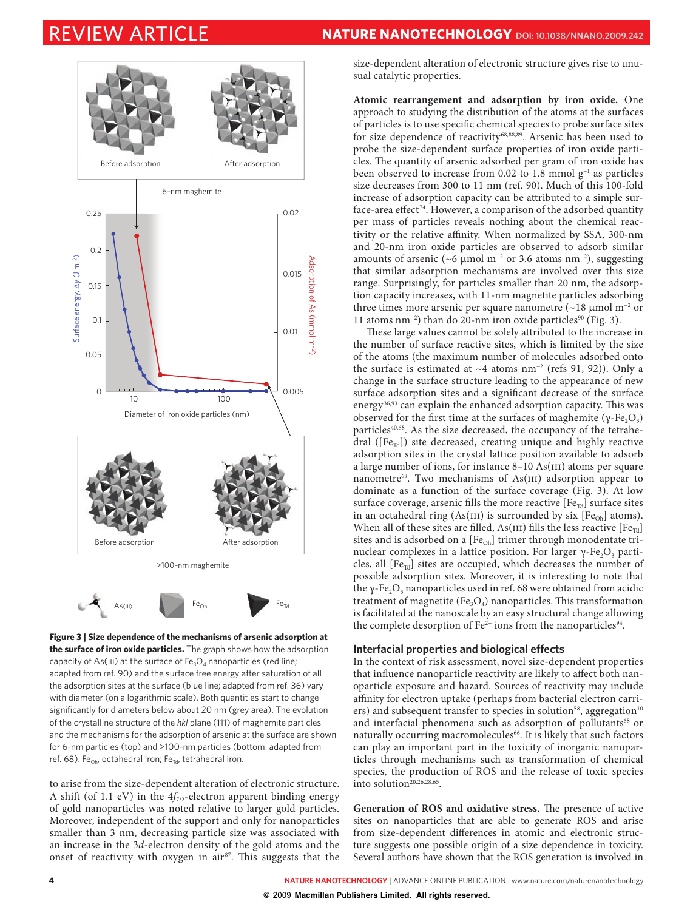Figure 3 | Size dependence of the mechanisms of arsenic adsorption at the surface of iron oxide particles. The graph shows how the adsorption capacity of As(III) at the surface of $Fe_3O_4$ nanoparticles (red line; adapted from ref. 90) and the surface free energy after saturation of all the adsorption sites at the surface (blue line; adapted from ref. 36) vary with diameter (on a logarithmic scale). Both quantities start to change significantly for diameters below about 20 nm (grey area). The evolution of the crystalline structure of the *hkl* plane (111) of maghemite particles and the mechanisms for the adsorption of arsenic at the surface are shown for 6-nm particles (top) and >100-nm particles (bottom: adapted from ref. 68). $Fe_{Oh}$, octahedral iron; $Fe_{Td}$, tetrahedral iron.

to arise from the size-dependent alteration of electronic structure. A shift (of 1.1 eV) in the $4f_{7/2}$-electron apparent binding energy of gold nanoparticles was noted relative to larger gold particles. Moreover, independent of the support and only for nanoparticles smaller than 3 nm, decreasing particle size was associated with an increase in the 3*d*-electron density of the gold atoms and the onset of reactivity with oxygen in air[87]. This suggests that the size-dependent alteration of electronic structure gives rise to unusual catalytic properties.

**Atomic rearrangement and adsorption by iron oxide.** One approach to studying the distribution of the atoms at the surfaces of particles is to use specific chemical species to probe surface sites for size dependence of reactivity[68,88,89]. Arsenic has been used to probe the size-dependent surface properties of iron oxide particles. The quantity of arsenic adsorbed per gram of iron oxide has been observed to increase from 0.02 to 1.8 mmol $g^{-1}$ as particles size decreases from 300 to 11 nm (ref. 90). Much of this 100-fold increase of adsorption capacity can be attributed to a simple surface-area effect[74]. However, a comparison of the adsorbed quantity per mass of particles reveals nothing about the chemical reactivity or the relative affinity. When normalized by SSA, 300-nm and 20-nm iron oxide particles are observed to adsorb similar amounts of arsenic (~6 µmol $m^{-2}$ or 3.6 atoms $nm^{-2}$), suggesting that similar adsorption mechanisms are involved over this size range. Surprisingly, for particles smaller than 20 nm, the adsorption capacity increases, with 11-nm magnetite particles adsorbing three times more arsenic per square nanometre (~18 µmol $m^{-2}$ or 11 atoms $nm^{-2}$) than do 20-nm iron oxide particles[90] (Fig. 3).

These large values cannot be solely attributed to the increase in the number of surface reactive sites, which is limited by the size of the atoms (the maximum number of molecules adsorbed onto the surface is estimated at ~4 atoms $nm^{-2}$ (refs 91, 92)). Only a change in the surface structure leading to the appearance of new surface adsorption sites and a significant decrease of the surface energy[36,93] can explain the enhanced adsorption capacity. This was observed for the first time at the surfaces of maghemite ($\gamma$-$Fe_2O_3$) particles[40,68]. As the size decreased, the occupancy of the tetrahedral ([$Fe_{Td}$]) site decreased, creating unique and highly reactive adsorption sites in the crystal lattice position available to adsorb a large number of ions, for instance 8–10 As(III) atoms per square nanometre[68]. Two mechanisms of As(III) adsorption appear to dominate as a function of the surface coverage (Fig. 3). At low surface coverage, arsenic fills the more reactive [$Fe_{Td}$] surface sites in an octahedral ring (As(III) is surrounded by six [$Fe_{Oh}$] atoms). When all of these sites are filled, As(III) fills the less reactive [$Fe_{Td}$] sites and is adsorbed on a [$Fe_{Oh}$] trimer through monodentate trinuclear complexes in a lattice position. For larger $\gamma$-$Fe_2O_3$ particles, all [$Fe_{Td}$] sites are occupied, which decreases the number of possible adsorption sites. Moreover, it is interesting to note that the $\gamma$-$Fe_2O_3$ nanoparticles used in ref. 68 were obtained from acidic treatment of magnetite ($Fe_3O_4$) nanoparticles. This transformation is facilitated at the nanoscale by an easy structural change allowing the complete desorption of $Fe^{2+}$ ions from the nanoparticles[94].

## Interfacial properties and biological effects

In the context of risk assessment, novel size-dependent properties that influence nanoparticle reactivity are likely to affect both nanoparticle exposure and hazard. Sources of reactivity may include affinity for electron uptake (perhaps from bacterial electron carriers) and subsequent transfer to species in solution[58], aggregation[10] and interfacial phenomena such as adsorption of pollutants[68] or naturally occurring macromolecules[66]. It is likely that such factors can play an important part in the toxicity of inorganic nanoparticles through mechanisms such as transformation of chemical species, the production of ROS and the release of toxic species into solution[20,26,28,65].

**Generation of ROS and oxidative stress.** The presence of active sites on nanoparticles that are able to generate ROS and arise from size-dependent differences in atomic and electronic structure suggests one possible origin of a size dependence in toxicity. Several authors have shown that the ROS generation is involved in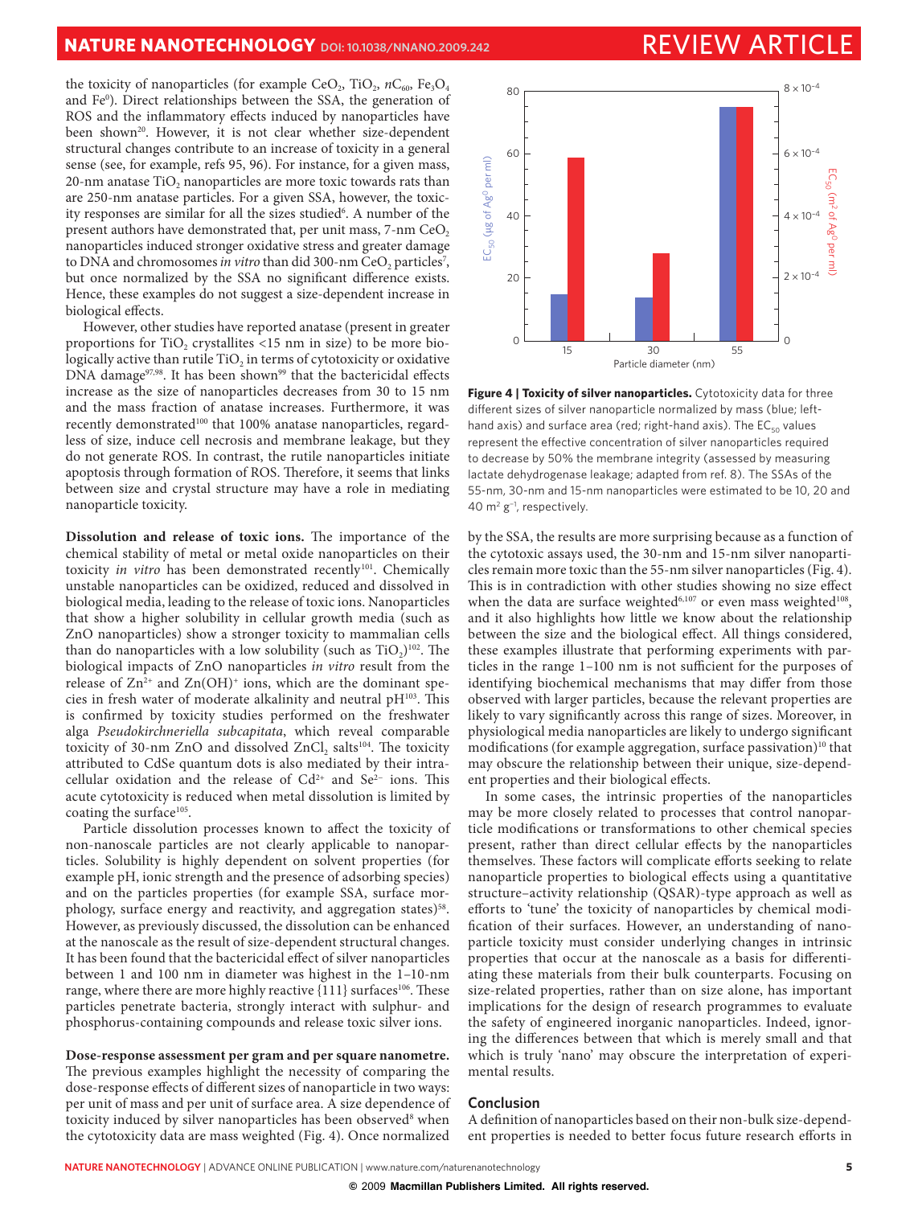the toxicity of nanoparticles (for example $CeO_2$, $TiO_2$, $nC_{60}$, $Fe_3O_4$ and $Fe^0$). Direct relationships between the SSA, the generation of ROS and the inflammatory effects induced by nanoparticles have been shown[20]. However, it is not clear whether size-dependent structural changes contribute to an increase of toxicity in a general sense (see, for example, refs 95, 96). For instance, for a given mass, 20-nm anatase $TiO_2$ nanoparticles are more toxic towards rats than are 250-nm anatase particles. For a given SSA, however, the toxicity responses are similar for all the sizes studied[6]. A number of the present authors have demonstrated that, per unit mass, 7-nm $CeO_2$ nanoparticles induced stronger oxidative stress and greater damage to DNA and chromosomes *in vitro* than did 300-nm $CeO_2$ particles[7], but once normalized by the SSA no significant difference exists. Hence, these examples do not suggest a size-dependent increase in biological effects.

However, other studies have reported anatase (present in greater proportions for $TiO_2$ crystallites <15 nm in size) to be more biologically active than rutile $TiO_2$ in terms of cytotoxicity or oxidative DNA damage[97,98]. It has been shown[99] that the bactericidal effects increase as the size of nanoparticles decreases from 30 to 15 nm and the mass fraction of anatase increases. Furthermore, it was recently demonstrated[100] that 100% anatase nanoparticles, regardless of size, induce cell necrosis and membrane leakage, but they do not generate ROS. In contrast, the rutile nanoparticles initiate apoptosis through formation of ROS. Therefore, it seems that links between size and crystal structure may have a role in mediating nanoparticle toxicity.

**Dissolution and release of toxic ions.** The importance of the chemical stability of metal or metal oxide nanoparticles on their toxicity *in vitro* has been demonstrated recently[101]. Chemically unstable nanoparticles can be oxidized, reduced and dissolved in biological media, leading to the release of toxic ions. Nanoparticles that show a higher solubility in cellular growth media (such as ZnO nanoparticles) show a stronger toxicity to mammalian cells than do nanoparticles with a low solubility (such as $TiO_2$)[102]. The biological impacts of ZnO nanoparticles *in vitro* result from the release of $Zn^{2+}$ and $Zn(OH)^+$ ions, which are the dominant species in fresh water of moderate alkalinity and neutral pH[103]. This is confirmed by toxicity studies performed on the freshwater alga *Pseudokirchneriella subcapitata*, which reveal comparable toxicity of 30-nm ZnO and dissolved $ZnCl_2$ salts[104]. The toxicity attributed to CdSe quantum dots is also mediated by their intracellular oxidation and the release of $Cd^{2+}$ and $Se^{2-}$ ions. This acute cytotoxicity is reduced when metal dissolution is limited by coating the surface[105].

Particle dissolution processes known to affect the toxicity of non-nanoscale particles are not clearly applicable to nanoparticles. Solubility is highly dependent on solvent properties (for example pH, ionic strength and the presence of adsorbing species) and on the particles properties (for example SSA, surface morphology, surface energy and reactivity, and aggregation states)[58]. However, as previously discussed, the dissolution can be enhanced at the nanoscale as the result of size-dependent structural changes. It has been found that the bactericidal effect of silver nanoparticles between 1 and 100 nm in diameter was highest in the 1–10-nm range, where there are more highly reactive {111} surfaces[106]. These particles penetrate bacteria, strongly interact with sulphur- and phosphorus-containing compounds and release toxic silver ions.

**Dose-response assessment per gram and per square nanometre.** The previous examples highlight the necessity of comparing the dose-response effects of different sizes of nanoparticle in two ways: per unit of mass and per unit of surface area. A size dependence of toxicity induced by silver nanoparticles has been observed[8] when the cytotoxicity data are mass weighted (Fig. 4). Once normalized by the SSA, the results are more surprising because as a function of the cytotoxic assays used, the 30-nm and 15-nm silver nanoparticles remain more toxic than the 55-nm silver nanoparticles (Fig. 4). This is in contradiction with other studies showing no size effect when the data are surface weighted[6,107] or even mass weighted[108], and it also highlights how little we know about the relationship between the size and the biological effect. All things considered, these examples illustrate that performing experiments with particles in the range 1–100 nm is not sufficient for the purposes of identifying biochemical mechanisms that may differ from those observed with larger particles, because the relevant properties are likely to vary significantly across this range of sizes. Moreover, in physiological media nanoparticles are likely to undergo significant modifications (for example aggregation, surface passivation)[10] that may obscure the relationship between their unique, size-dependent properties and their biological effects.

In some cases, the intrinsic properties of the nanoparticles may be more closely related to processes that control nanoparticle modifications or transformations to other chemical species present, rather than direct cellular effects by the nanoparticles themselves. These factors will complicate efforts seeking to relate nanoparticle properties to biological effects using a quantitative structure–activity relationship (QSAR)-type approach as well as efforts to 'tune' the toxicity of nanoparticles by chemical modification of their surfaces. However, an understanding of nanoparticle toxicity must consider underlying changes in intrinsic properties that occur at the nanoscale as a basis for differentiating these materials from their bulk counterparts. Focusing on size-related properties, rather than on size alone, has important implications for the design of research programmes to evaluate the safety of engineered inorganic nanoparticles. Indeed, ignoring the differences between that which is merely small and that which is truly 'nano' may obscure the interpretation of experimental results.

**Figure 4 | Toxicity of silver nanoparticles.** Cytotoxicity data for three different sizes of silver nanoparticle normalized by mass (blue; left-hand axis) and surface area (red; right-hand axis). The $EC_{50}$ values represent the effective concentration of silver nanoparticles required to decrease by 50% the membrane integrity (assessed by measuring lactate dehydrogenase leakage; adapted from ref. 8). The SSAs of the 55-nm, 30-nm and 15-nm nanoparticles were estimated to be 10, 20 and 40 $m^2\,g^{-1}$, respectively.

## Conclusion

A definition of nanoparticles based on their non-bulk size-dependent properties is needed to better focus future research efforts in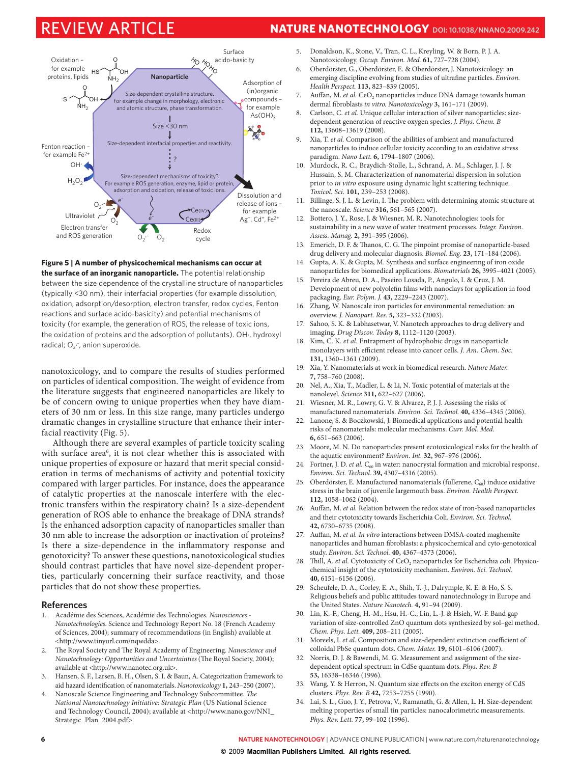**Figure 5 | A number of physicochemical mechanisms can occur at the surface of an inorganic nanoparticle.** The potential relationship between the size dependence of the crystalline structure of nanoparticles (typically <30 nm), their interfacial properties (for example dissolution, oxidation, adsorption/desorption, electron transfer, redox cycles, Fenton reactions and surface acido-basicity) and potential mechanisms of toxicity (for example, the generation of ROS, the release of toxic ions, the oxidation of proteins and the adsorption of pollutants). OH·, hydroxyl radical; $O_2^{\cdot-}$, anion superoxide.

nanotoxicology, and to compare the results of studies performed on particles of identical composition. The weight of evidence from the literature suggests that engineered nanoparticles are likely to be of concern owing to unique properties when they have diameters of 30 nm or less. In this size range, many particles undergo dramatic changes in crystalline structure that enhance their interfacial reactivity (Fig. 5).

Although there are several examples of particle toxicity scaling with surface area[6], it is not clear whether this is associated with unique properties of exposure or hazard that merit special consideration in terms of mechanisms of activity and potential toxicity compared with larger particles. For instance, does the appearance of catalytic properties at the nanoscale interfere with the electronic transfers within the respiratory chain? Is a size-dependent generation of ROS able to enhance the breakage of DNA strands? Is the enhanced adsorption capacity of nanoparticles smaller than 30 nm able to increase the adsorption or inactivation of proteins? Is there a size-dependence in the inflammatory response and genotoxicity? To answer these questions, nanotoxicological studies should contrast particles that have novel size-dependent properties, particularly concerning their surface reactivity, and those particles that do not show these properties.

## References

1. Académie des Sciences, Académie des Technologies. *Nanosciences - Nanotechnologies*. Science and Technology Report No. 18 (French Academy of Sciences, 2004); summary of recommendations (in English) available at <http://www.tinyurl.com/nqwdda>.
2. The Royal Society and The Royal Academy of Engineering. *Nanoscience and Nanotechnology: Opportunities and Uncertainties* (The Royal Society, 2004); available at <http://www.nanotec.org.uk>.
3. Hansen, S. F., Larsen, B. H., Olsen, S. I. & Baun, A. Categorization framework to aid hazard identification of nanomaterials. *Nanotoxicology* **1,** 243–250 (2007).
4. Nanoscale Science Engineering and Technology Subcommittee. *The National Nanotechnology Initiative: Strategic Plan* (US National Science and Technology Council, 2004); available at <http://www.nano.gov/NNI_Strategic_Plan_2004.pdf>.
5. Donaldson, K., Stone, V., Tran, C. L., Kreyling, W. & Born, P. J. A. Nanotoxicology. *Occup. Environ. Med.* **61,** 727–728 (2004).
6. Oberdörster, G., Oberdörster, E. & Oberdörster, J. Nanotoxicology: an emerging discipline evolving from studies of ultrafine particles. *Environ. Health Perspect.* **113,** 823–839 (2005).
7. Auffan, M. *et al.* $CeO_2$ nanoparticles induce DNA damage towards human dermal fibroblasts *in vitro*. *Nanotoxicology* **3,** 161–171 (2009).
8. Carlson, C. *et al.* Unique cellular interaction of silver nanoparticles: size-dependent generation of reactive oxygen species. *J. Phys. Chem. B* **112,** 13608–13619 (2008).
9. Xia, T. *et al.* Comparison of the abilities of ambient and manufactured nanoparticles to induce cellular toxicity according to an oxidative stress paradigm. *Nano Lett.* **6,** 1794–1807 (2006).
10. Murdock, R. C., Braydich-Stolle, L., Schrand, A. M., Schlager, J. J. & Hussain, S. M. Characterization of nanomaterial dispersion in solution prior to *in vitro* exposure using dynamic light scattering technique. *Toxicol. Sci.* **101,** 239–253 (2008).
11. Billinge, S. J. L. & Levin, I. The problem with determining atomic structure at the nanoscale. *Science* **316,** 561–565 (2007).
12. Bottero, J. Y., Rose, J. & Wiesner, M. R. Nanotechnologies: tools for sustainability in a new wave of water treatment processes. *Integr. Environ. Assess. Manag.* **2,** 391–395 (2006).
13. Emerich, D. F. & Thanos, C. G. The pinpoint promise of nanoparticle-based drug delivery and molecular diagnosis. *Biomol. Eng.* **23,** 171–184 (2006).
14. Gupta, A. K. & Gupta, M. Synthesis and surface engineering of iron oxide nanoparticles for biomedical applications. *Biomaterials* **26,** 3995–4021 (2005).
15. Pereira de Abreu, D. A., Paseiro Losada, P., Angulo, I. & Cruz, J. M. Development of new polyolefin films with nanoclays for application in food packaging. *Eur. Polym. J.* **43,** 2229–2243 (2007).
16. Zhang, W. Nanoscale iron particles for environmental remediation: an overview. *J. Nanopart. Res.* **5,** 323–332 (2003).
17. Sahoo, S. K. & Labhasetwar, V. Nanotech approaches to drug delivery and imaging. *Drug Discov. Today* **8,** 1112–1120 (2003).
18. Kim, C. K. *et al.* Entrapment of hydrophobic drugs in nanoparticle monolayers with efficient release into cancer cells. *J. Am. Chem. Soc.* **131,** 1360–1361 (2009).
19. Xia, Y. Nanomaterials at work in biomedical research. *Nature Mater.* **7,** 758–760 (2008).
20. Nel, A., Xia, T., Madler, L. & Li, N. Toxic potential of materials at the nanolevel. *Science* **311,** 622–627 (2006).
21. Wiesner, M. R., Lowry, G. V. & Alvarez, P. J. J. Assessing the risks of manufactured nanomaterials. *Environ. Sci. Technol.* **40,** 4336–4345 (2006).
22. Lanone, S. & Boczkowski, J. Biomedical applications and potential health risks of nanomaterials: molecular mechanisms. *Curr. Mol. Med.* **6,** 651–663 (2006).
23. Moore, M. N. Do nanoparticles present ecotoxicological risks for the health of the aquatic environment? *Environ. Int.* **32,** 967–976 (2006).
24. Fortner, J. D. *et al.* $C_{60}$ in water: nanocrystal formation and microbial response. *Environ. Sci. Technol.* **39,** 4307–4316 (2005).
25. Oberdörster, E. Manufactured nanomaterials (fullerene, $C_{60}$) induce oxidative stress in the brain of juvenile largemouth bass. *Environ. Health Perspect.* **112,** 1058–1062 (2004).
26. Auffan, M. *et al.* Relation between the redox state of iron-based nanoparticles and their cytotoxicity towards Escherichia Coli. *Environ. Sci. Technol.* **42,** 6730–6735 (2008).
27. Auffan, M. *et al.* *In vitro* interactions between DMSA-coated maghemite nanoparticles and human fibroblasts: a physicochemical and cyto-genotoxical study. *Environ. Sci. Technol.* **40,** 4367–4373 (2006).
28. Thill, A. *et al.* Cytotoxicity of $CeO_2$ nanoparticles for Escherichia coli. Physico-chemical insight of the cytotoxicity mechanism. *Environ. Sci. Technol.* **40,** 6151–6156 (2006).
29. Scheufele, D. A., Corley, E. A., Shih, T.-J., Dalrymple, K. E. & Ho, S. S. Religious beliefs and public attitudes toward nanotechnology in Europe and the United States. *Nature Nanotech.* **4,** 91–94 (2009).
30. Lin, K.-F., Cheng, H.-M., Hsu, H.-C., Lin, L.-J. & Hsieh, W.-F. Band gap variation of size-controlled ZnO quantum dots synthesized by sol–gel method. *Chem. Phys. Lett.* **409,** 208–211 (2005).
31. Moreels, I. *et al.* Composition and size-dependent extinction coefficient of colloidal PbSe quantum dots. *Chem. Mater.* **19,** 6101–6106 (2007).
32. Norris, D. J. & Bawendi, M. G. Measurement and assignment of the size-dependent optical spectrum in CdSe quantum dots. *Phys. Rev. B* **53,** 16338–16346 (1996).
33. Wang, Y. & Herron, N. Quantum size effects on the exciton energy of CdS clusters. *Phys. Rev. B* **42,** 7253–7255 (1990).
34. Lai, S. L., Guo, J. Y., Petrova, V., Ramanath, G. & Allen, L. H. Size-dependent melting properties of small tin particles: nanocalorimetric measurements. *Phys. Rev. Lett.* **77,** 99–102 (1996).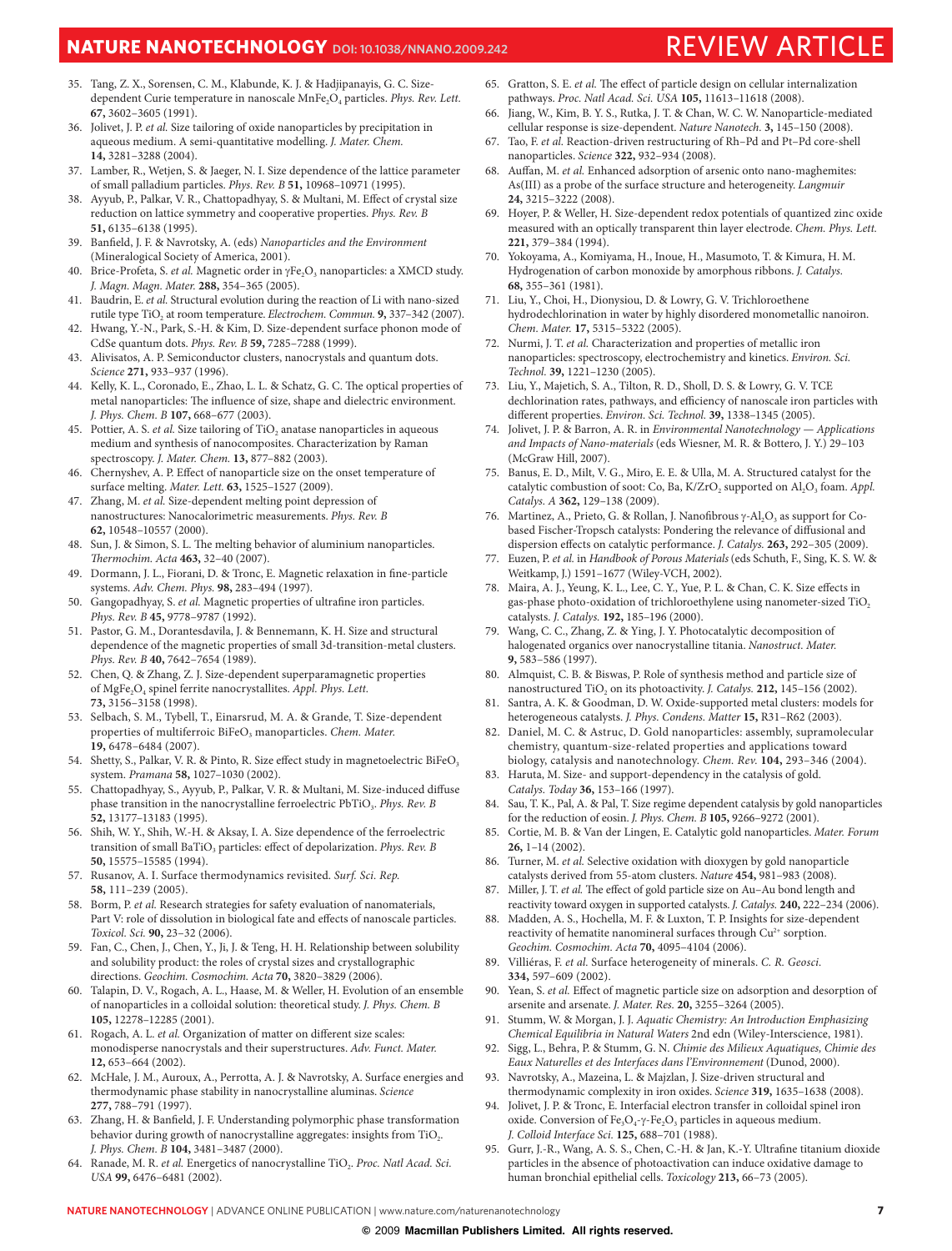35. Tang, Z. X., Sorensen, C. M., Klabunde, K. J. & Hadjipanayis, G. C. Size-dependent Curie temperature in nanoscale $MnFe_2O_4$ particles. *Phys. Rev. Lett.* **67,** 3602–3605 (1991).
36. Jolivet, J. P. *et al.* Size tailoring of oxide nanoparticles by precipitation in aqueous medium. A semi-quantitative modelling. *J. Mater. Chem.* **14,** 3281–3288 (2004).
37. Lamber, R., Wetjen, S. & Jaeger, N. I. Size dependence of the lattice parameter of small palladium particles. *Phys. Rev. B* **51,** 10968–10971 (1995).
38. Ayyub, P., Palkar, V. R., Chattopadhyay, S. & Multani, M. Effect of crystal size reduction on lattice symmetry and cooperative properties. *Phys. Rev. B* **51,** 6135–6138 (1995).
39. Banfield, J. F. & Navrotsky, A. (eds) *Nanoparticles and the Environment* (Mineralogical Society of America, 2001).
40. Brice-Profeta, S. *et al.* Magnetic order in $\gamma Fe_2O_3$ nanoparticles: a XMCD study. *J. Magn. Magn. Mater.* **288,** 354–365 (2005).
41. Baudrin, E. *et al.* Structural evolution during the reaction of Li with nano-sized rutile type $TiO_2$ at room temperature. *Electrochem. Commun.* **9,** 337–342 (2007).
42. Hwang, Y.-N., Park, S.-H. & Kim, D. Size-dependent surface phonon mode of CdSe quantum dots. *Phys. Rev. B* **59,** 7285–7288 (1999).
43. Alivisatos, A. P. Semiconductor clusters, nanocrystals and quantum dots. *Science* **271,** 933–937 (1996).
44. Kelly, K. L., Coronado, E., Zhao, L. L. & Schatz, G. C. The optical properties of metal nanoparticles: The influence of size, shape and dielectric environment. *J. Phys. Chem. B* **107,** 668–677 (2003).
45. Pottier, A. S. *et al.* Size tailoring of $TiO_2$ anatase nanoparticles in aqueous medium and synthesis of nanocomposites. Characterization by Raman spectroscopy. *J. Mater. Chem.* **13,** 877–882 (2003).
46. Chernyshev, A. P. Effect of nanoparticle size on the onset temperature of surface melting. *Mater. Lett.* **63,** 1525–1527 (2009).
47. Zhang, M. *et al.* Size-dependent melting point depression of nanostructures: Nanocalorimetric measurements. *Phys. Rev. B* **62,** 10548–10557 (2000).
48. Sun, J. & Simon, S. L. The melting behavior of aluminium nanoparticles. *Thermochim. Acta* **463,** 32–40 (2007).
49. Dormann, J. L., Fiorani, D. & Tronc, E. Magnetic relaxation in fine-particle systems. *Adv. Chem. Phys.* **98,** 283–494 (1997).
50. Gangopadhyay, S. *et al.* Magnetic properties of ultrafine iron particles. *Phys. Rev. B* **45,** 9778–9787 (1992).
51. Pastor, G. M., Dorantesdavila, J. & Bennemann, K. H. Size and structural dependence of the magnetic properties of small 3d-transition-metal clusters. *Phys. Rev. B* **40,** 7642–7654 (1989).
52. Chen, Q. & Zhang, Z. J. Size-dependent superparamagnetic properties of $MgFe_2O_4$ spinel ferrite nanocrystallites. *Appl. Phys. Lett.* **73,** 3156–3158 (1998).
53. Selbach, S. M., Tybell, T., Einarsrud, M. A. & Grande, T. Size-dependent properties of multiferroic $BiFeO_3$ nanoparticles. *Chem. Mater.* **19,** 6478–6484 (2007).
54. Shetty, S., Palkar, V. R. & Pinto, R. Size effect study in magnetoelectric $BiFeO_3$ system. *Pramana* **58,** 1027–1030 (2002).
55. Chattopadhyay, S., Ayyub, P., Palkar, V. R. & Multani, M. Size-induced diffuse phase transition in the nanocrystalline ferroelectric $PbTiO_3$. *Phys. Rev. B* **52,** 13177–13183 (1995).
56. Shih, W. Y., Shih, W.-H. & Aksay, I. A. Size dependence of the ferroelectric transition of small $BaTiO_3$ particles: effect of depolarization. *Phys. Rev. B* **50,** 15575–15585 (1994).
57. Rusanov, A. I. Surface thermodynamics revisited. *Surf. Sci. Rep.* **58,** 111–239 (2005).
58. Borm, P. *et al.* Research strategies for safety evaluation of nanomaterials, Part V: role of dissolution in biological fate and effects of nanoscale particles. *Toxicol. Sci.* **90,** 23–32 (2006).
59. Fan, C., Chen, J., Chen, Y., Ji, J. & Teng, H. H. Relationship between solubility and solubility product: the roles of crystal sizes and crystallographic directions. *Geochim. Cosmochim. Acta* **70,** 3820–3829 (2006).
60. Talapin, D. V., Rogach, A. L., Haase, M. & Weller, H. Evolution of an ensemble of nanoparticles in a colloidal solution: theoretical study. *J. Phys. Chem. B* **105,** 12278–12285 (2001).
61. Rogach, A. L. *et al.* Organization of matter on different size scales: monodisperse nanocrystals and their superstructures. *Adv. Funct. Mater.* **12,** 653–664 (2002).
62. McHale, J. M., Auroux, A., Perrotta, A. J. & Navrotsky, A. Surface energies and thermodynamic phase stability in nanocrystalline aluminas. *Science* **277,** 788–791 (1997).
63. Zhang, H. & Banfield, J. F. Understanding polymorphic phase transformation behavior during growth of nanocrystalline aggregates: insights from $TiO_2$. *J. Phys. Chem. B* **104,** 3481–3487 (2000).
64. Ranade, M. R. *et al.* Energetics of nanocrystalline $TiO_2$. *Proc. Natl Acad. Sci. USA* **99,** 6476–6481 (2002).
65. Gratton, S. E. *et al.* The effect of particle design on cellular internalization pathways. *Proc. Natl Acad. Sci. USA* **105,** 11613–11618 (2008).
66. Jiang, W., Kim, B. Y. S., Rutka, J. T. & Chan, W. C. W. Nanoparticle-mediated cellular response is size-dependent. *Nature Nanotech.* **3,** 145–150 (2008).
67. Tao, F. *et al.* Reaction-driven restructuring of Rh–Pd and Pt–Pd core-shell nanoparticles. *Science* **322,** 932–934 (2008).
68. Auffan, M. *et al.* Enhanced adsorption of arsenic onto nano-maghemites: As(III) as a probe of the surface structure and heterogeneity. *Langmuir* **24,** 3215–3222 (2008).
69. Hoyer, P. & Weller, H. Size-dependent redox potentials of quantized zinc oxide measured with an optically transparent thin layer electrode. *Chem. Phys. Lett.* **221,** 379–384 (1994).
70. Yokoyama, A., Komiyama, H., Inoue, H., Masumoto, T. & Kimura, H. M. Hydrogenation of carbon monoxide by amorphous ribbons. *J. Catalys.* **68,** 355–361 (1981).
71. Liu, Y., Choi, H., Dionysiou, D. & Lowry, G. V. Trichloroethene hydrodechlorination in water by highly disordered monometallic nanoiron. *Chem. Mater.* **17,** 5315–5322 (2005).
72. Nurmi, J. T. *et al.* Characterization and properties of metallic iron nanoparticles: spectroscopy, electrochemistry and kinetics. *Environ. Sci. Technol.* **39,** 1221–1230 (2005).
73. Liu, Y., Majetich, S. A., Tilton, R. D., Sholl, D. S. & Lowry, G. V. TCE dechlorination rates, pathways, and efficiency of nanoscale iron particles with different properties. *Environ. Sci. Technol.* **39,** 1338–1345 (2005).
74. Jolivet, J. P. & Barron, A. R. in *Environmental Nanotechnology — Applications and Impacts of Nano-materials* (eds Wiesner, M. R. & Bottero, J. Y.) 29–103 (McGraw Hill, 2007).
75. Banus, E. D., Milt, V. G., Miro, E. E. & Ulla, M. A. Structured catalyst for the catalytic combustion of soot: Co, Ba, $K/ZrO_2$ supported on $Al_2O_3$ foam. *Appl. Catalys. A* **362,** 129–138 (2009).
76. Martinez, A., Prieto, G. & Rollan, J. Nanofibrous $\gamma$-$Al_2O_3$ as support for Co-based Fischer-Tropsch catalysts: Pondering the relevance of diffusional and dispersion effects on catalytic performance. *J. Catalys.* **263,** 292–305 (2009).
77. Euzen, P. *et al.* in *Handbook of Porous Materials* (eds Schuth, F., Sing, K. S. W. & Weitkamp, J.) 1591–1677 (Wiley-VCH, 2002).
78. Maira, A. J., Yeung, K. L., Lee, C. Y., Yue, P. L. & Chan, C. K. Size effects in gas-phase photo-oxidation of trichloroethylene using nanometer-sized $TiO_2$ catalysts. *J. Catalys.* **192,** 185–196 (2000).
79. Wang, C. C., Zhang, Z. & Ying, J. Y. Photocatalytic decomposition of halogenated organics over nanocrystalline titania. *Nanostruct. Mater.* **9,** 583–586 (1997).
80. Almquist, C. B. & Biswas, P. Role of synthesis method and particle size of nanostructured $TiO_2$ on its photoactivity. *J. Catalys.* **212,** 145–156 (2002).
81. Santra, A. K. & Goodman, D. W. Oxide-supported metal clusters: models for heterogeneous catalysts. *J. Phys. Condens. Matter* **15,** R31–R62 (2003).
82. Daniel, M. C. & Astruc, D. Gold nanoparticles: assembly, supramolecular chemistry, quantum-size-related properties and applications toward biology, catalysis and nanotechnology. *Chem. Rev.* **104,** 293–346 (2004).
83. Haruta, M. Size- and support-dependency in the catalysis of gold. *Catalys. Today* **36,** 153–166 (1997).
84. Sau, T. K., Pal, A. & Pal, T. Size regime dependent catalysis by gold nanoparticles for the reduction of eosin. *J. Phys. Chem. B* **105,** 9266–9272 (2001).
85. Cortie, M. B. & Van der Lingen, E. Catalytic gold nanoparticles. *Mater. Forum* **26,** 1–14 (2002).
86. Turner, M. *et al.* Selective oxidation with dioxygen by gold nanoparticle catalysts derived from 55-atom clusters. *Nature* **454,** 981–983 (2008).
87. Miller, J. T. *et al.* The effect of gold particle size on Au–Au bond length and reactivity toward oxygen in supported catalysts. *J. Catalys.* **240,** 222–234 (2006).
88. Madden, A. S., Hochella, M. F. & Luxton, T. P. Insights for size-dependent reactivity of hematite nanomineral surfaces through $Cu^{2+}$ sorption. *Geochim. Cosmochim. Acta* **70,** 4095–4104 (2006).
89. Villiéras, F. *et al.* Surface heterogeneity of minerals. *C. R. Geosci.* **334,** 597–609 (2002).
90. Yean, S. *et al.* Effect of magnetic particle size on adsorption and desorption of arsenite and arsenate. *J. Mater. Res.* **20,** 3255–3264 (2005).
91. Stumm, W. & Morgan, J. J. *Aquatic Chemistry: An Introduction Emphasizing Chemical Equilibria in Natural Waters* 2nd edn (Wiley-Interscience, 1981).
92. Sigg, L., Behra, P. & Stumm, G. N. *Chimie des Milieux Aquatiques, Chimie des Eaux Naturelles et des Interfaces dans l'Environnement* (Dunod, 2000).
93. Navrotsky, A., Mazeina, L. & Majzlan, J. Size-driven structural and thermodynamic complexity in iron oxides. *Science* **319,** 1635–1638 (2008).
94. Jolivet, J. P. & Tronc, E. Interfacial electron transfer in colloidal spinel iron oxide. Conversion of $Fe_3O_4$-$\gamma$-$Fe_2O_3$ particles in aqueous medium. *J. Colloid Interface Sci.* **125,** 688–701 (1988).
95. Gurr, J.-R., Wang, A. S. S., Chen, C.-H. & Jan, K.-Y. Ultrafine titanium dioxide particles in the absence of photoactivation can induce oxidative damage to human bronchial epithelial cells. *Toxicology* **213,** 66–73 (2005).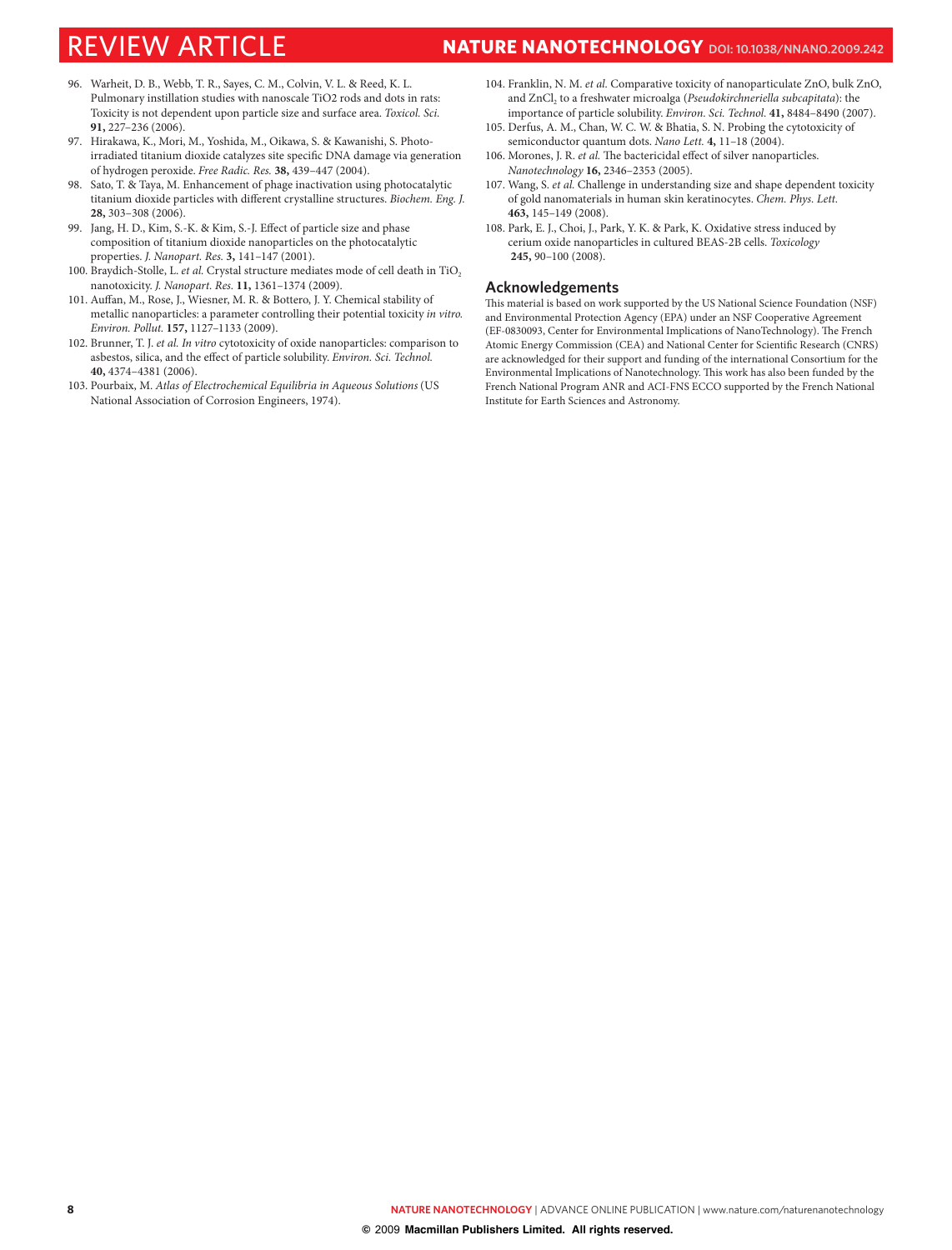96. Warheit, D. B., Webb, T. R., Sayes, C. M., Colvin, V. L. & Reed, K. L. Pulmonary instillation studies with nanoscale TiO2 rods and dots in rats: Toxicity is not dependent upon particle size and surface area. *Toxicol. Sci.* **91,** 227–236 (2006).
97. Hirakawa, K., Mori, M., Yoshida, M., Oikawa, S. & Kawanishi, S. Photo-irradiated titanium dioxide catalyzes site specific DNA damage via generation of hydrogen peroxide. *Free Radic. Res.* **38,** 439–447 (2004).
98. Sato, T. & Taya, M. Enhancement of phage inactivation using photocatalytic titanium dioxide particles with different crystalline structures. *Biochem. Eng. J.* **28,** 303–308 (2006).
99. Jang, H. D., Kim, S.-K. & Kim, S.-J. Effect of particle size and phase composition of titanium dioxide nanoparticles on the photocatalytic properties. *J. Nanopart. Res.* **3,** 141–147 (2001).
100. Braydich-Stolle, L. *et al.* Crystal structure mediates mode of cell death in $TiO_2$ nanotoxicity. *J. Nanopart. Res.* **11,** 1361–1374 (2009).
101. Auffan, M., Rose, J., Wiesner, M. R. & Bottero, J. Y. Chemical stability of metallic nanoparticles: a parameter controlling their potential toxicity *in vitro*. *Environ. Pollut.* **157,** 1127–1133 (2009).
102. Brunner, T. J. *et al. In vitro* cytotoxicity of oxide nanoparticles: comparison to asbestos, silica, and the effect of particle solubility. *Environ. Sci. Technol.* **40,** 4374–4381 (2006).
103. Pourbaix, M. *Atlas of Electrochemical Equilibria in Aqueous Solutions* (US National Association of Corrosion Engineers, 1974).
104. Franklin, N. M. *et al.* Comparative toxicity of nanoparticulate ZnO, bulk ZnO, and $ZnCl_2$ to a freshwater microalga (*Pseudokirchneriella subcapitata*): the importance of particle solubility. *Environ. Sci. Technol.* **41,** 8484–8490 (2007).
105. Derfus, A. M., Chan, W. C. W. & Bhatia, S. N. Probing the cytotoxicity of semiconductor quantum dots. *Nano Lett.* **4,** 11–18 (2004).
106. Morones, J. R. *et al.* The bactericidal effect of silver nanoparticles. *Nanotechnology* **16,** 2346–2353 (2005).
107. Wang, S. *et al.* Challenge in understanding size and shape dependent toxicity of gold nanomaterials in human skin keratinocytes. *Chem. Phys. Lett.* **463,** 145–149 (2008).
108. Park, E. J., Choi, J., Park, Y. K. & Park, K. Oxidative stress induced by cerium oxide nanoparticles in cultured BEAS-2B cells. *Toxicology* **245,** 90–100 (2008).

## Acknowledgements

This material is based on work supported by the US National Science Foundation (NSF) and Environmental Protection Agency (EPA) under an NSF Cooperative Agreement (EF-0830093, Center for Environmental Implications of NanoTechnology). The French Atomic Energy Commission (CEA) and National Center for Scientific Research (CNRS) are acknowledged for their support and funding of the international Consortium for the Environmental Implications of Nanotechnology. This work has also been funded by the French National Program ANR and ACI-FNS ECCO supported by the French National Institute for Earth Sciences and Astronomy.